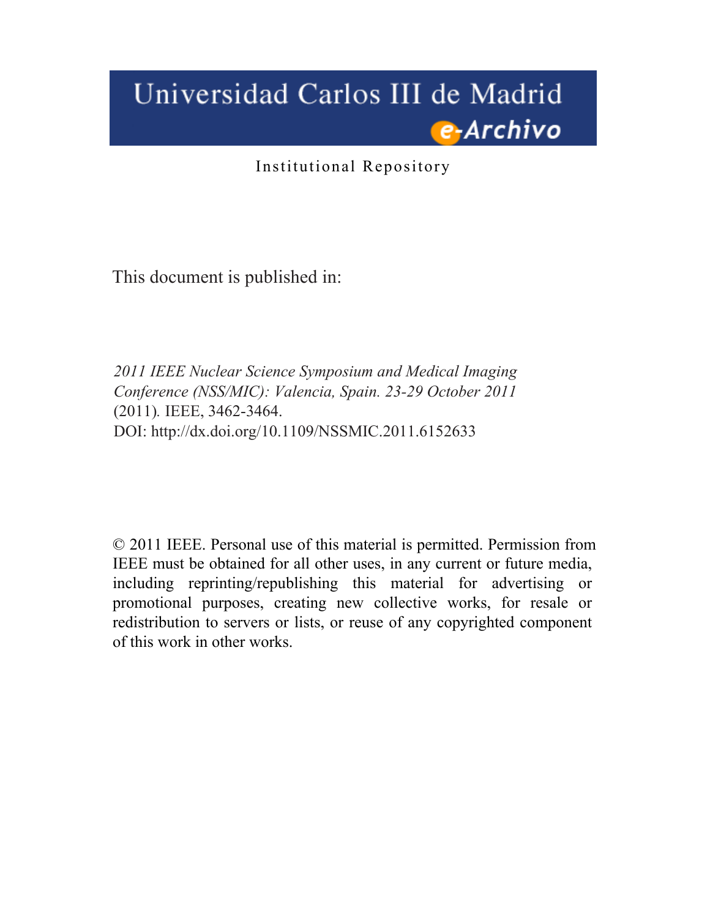# Universidad Carlos III de Madrid
## e-Archivo

Institutional Repository

This document is published in:

*2011 IEEE Nuclear Science Symposium and Medical Imaging Conference (NSS/MIC): Valencia, Spain. 23-29 October 2011* (2011). IEEE, 3462-3464.
DOI: http://dx.doi.org/10.1109/NSSMIC.2011.6152633

© 2011 IEEE. Personal use of this material is permitted. Permission from IEEE must be obtained for all other uses, in any current or future media, including reprinting/republishing this material for advertising or promotional purposes, creating new collective works, for resale or redistribution to servers or lists, or reuse of any copyrighted component of this work in other works.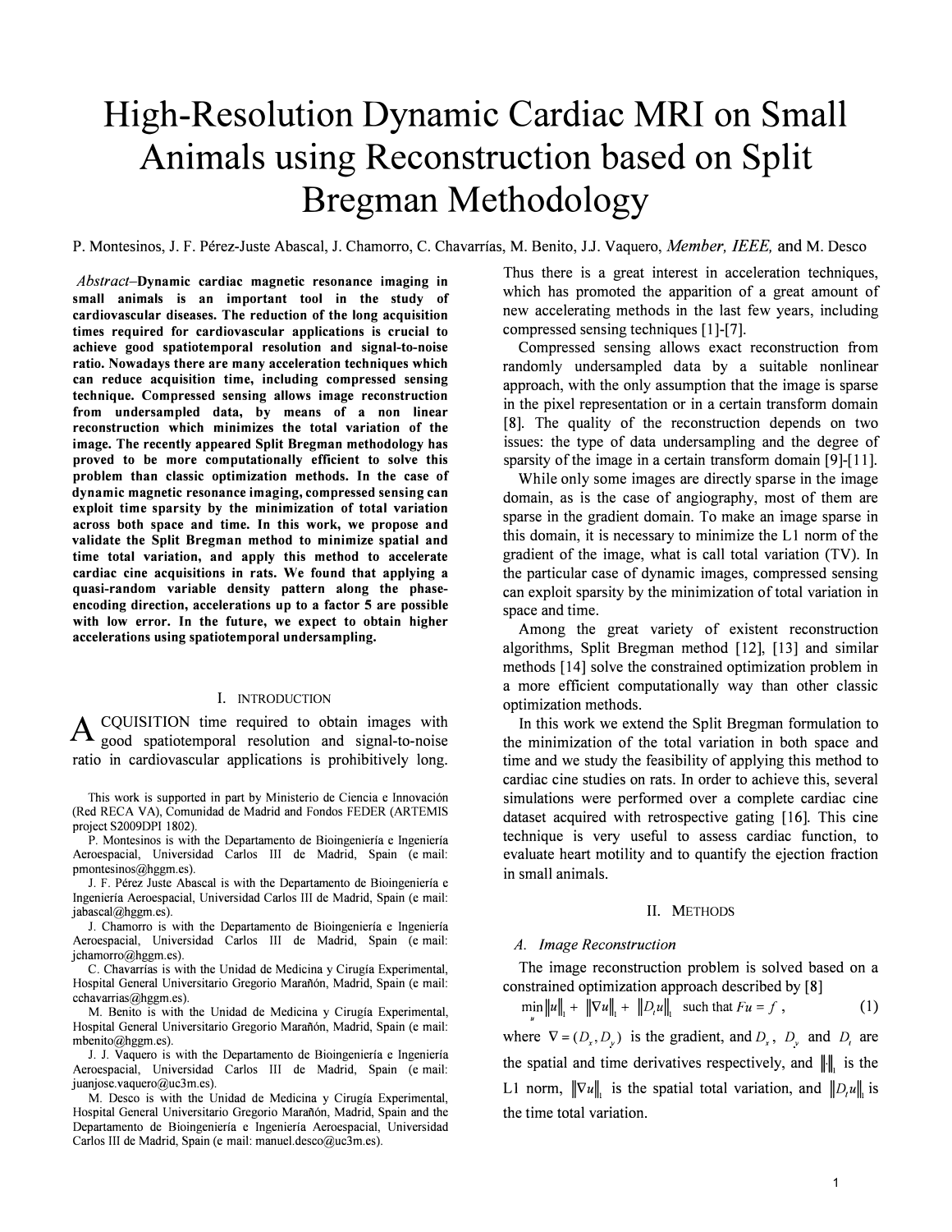# High-Resolution Dynamic Cardiac MRI on Small Animals using Reconstruction based on Split Bregman Methodology

P. Montesinos, J. F. Pérez-Juste Abascal, J. Chamorro, C. Chavarrías, M. Benito, J.J. Vaquero, *Member, IEEE,* and M. Desco

***Abstract*–Dynamic cardiac magnetic resonance imaging in small animals is an important tool in the study of cardiovascular diseases. The reduction of the long acquisition times required for cardiovascular applications is crucial to achieve good spatiotemporal resolution and signal-to-noise ratio. Nowadays there are many acceleration techniques which can reduce acquisition time, including compressed sensing technique. Compressed sensing allows image reconstruction from undersampled data, by means of a non linear reconstruction which minimizes the total variation of the image. The recently appeared Split Bregman methodology has proved to be more computationally efficient to solve this problem than classic optimization methods. In the case of dynamic magnetic resonance imaging, compressed sensing can exploit time sparsity by the minimization of total variation across both space and time. In this work, we propose and validate the Split Bregman method to minimize spatial and time total variation, and apply this method to accelerate cardiac cine acquisitions in rats. We found that applying a quasi-random variable density pattern along the phase-encoding direction, accelerations up to a factor 5 are possible with low error. In the future, we expect to obtain higher accelerations using spatiotemporal undersampling.**

## I. Introduction

ACQUISITION time required to obtain images with good spatiotemporal resolution and signal-to-noise ratio in cardiovascular applications is prohibitively long. Thus there is a great interest in acceleration techniques, which has promoted the apparition of a great amount of new accelerating methods in the last few years, including compressed sensing techniques [1]-[7].

Compressed sensing allows exact reconstruction from randomly undersampled data by a suitable nonlinear approach, with the only assumption that the image is sparse in the pixel representation or in a certain transform domain [8]. The quality of the reconstruction depends on two issues: the type of data undersampling and the degree of sparsity of the image in a certain transform domain [9]-[11].

While only some images are directly sparse in the image domain, as is the case of angiography, most of them are sparse in the gradient domain. To make an image sparse in this domain, it is necessary to minimize the L1 norm of the gradient of the image, what is call total variation (TV). In the particular case of dynamic images, compressed sensing can exploit sparsity by the minimization of total variation in space and time.

Among the great variety of existent reconstruction algorithms, Split Bregman method [12], [13] and similar methods [14] solve the constrained optimization problem in a more efficient computationally way than other classic optimization methods.

In this work we extend the Split Bregman formulation to the minimization of the total variation in both space and time and we study the feasibility of applying this method to cardiac cine studies on rats. In order to achieve this, several simulations were performed over a complete cardiac cine dataset acquired with retrospective gating [16]. This cine technique is very useful to assess cardiac function, to evaluate heart motility and to quantify the ejection fraction in small animals.

This work is supported in part by Ministerio de Ciencia e Innovación (Red RECA VA), Comunidad de Madrid and Fondos FEDER (ARTEMIS project S2009DPI 1802).

P. Montesinos is with the Departamento de Bioingeniería e Ingeniería Aeroespacial, Universidad Carlos III de Madrid, Spain (e mail: pmontesinos@hggm.es).

J. F. Pérez Juste Abascal is with the Departamento de Bioingeniería e Ingeniería Aeroespacial, Universidad Carlos III de Madrid, Spain (e mail: jabascal@hggm.es).

J. Chamorro is with the Departamento de Bioingeniería e Ingeniería Aeroespacial, Universidad Carlos III de Madrid, Spain (e mail: jchamorro@hggm.es).

C. Chavarrías is with the Unidad de Medicina y Cirugía Experimental, Hospital General Universitario Gregorio Marañón, Madrid, Spain (e mail: cchavarrias@hggm.es).

M. Benito is with the Unidad de Medicina y Cirugía Experimental, Hospital General Universitario Gregorio Marañón, Madrid, Spain (e mail: mbenito@hggm.es).

J. J. Vaquero is with the Departamento de Bioingeniería e Ingeniería Aeroespacial, Universidad Carlos III de Madrid, Spain (e mail: juanjose.vaquero@uc3m.es).

M. Desco is with the Unidad de Medicina y Cirugía Experimental, Hospital General Universitario Gregorio Marañón, Madrid, Spain and the Departamento de Bioingeniería e Ingeniería Aeroespacial, Universidad Carlos III de Madrid, Spain (e mail: manuel.desco@uc3m.es).

## II. Methods

### A. Image Reconstruction

The image reconstruction problem is solved based on a constrained optimization approach described by [8]

$$\min_u \|u\|_1 + \|\nabla u\|_1 + \|D_t u\|_1 \quad \text{such that } Fu = f \, , \tag{1}$$

where $\nabla = (D_x, D_y)$ is the gradient, and $D_x$, $D_y$ and $D_t$ are the spatial and time derivatives respectively, and $\|\cdot\|_1$ is the L1 norm, $\|\nabla u\|_1$ is the spatial total variation, and $\|D_t u\|_1$ is the time total variation.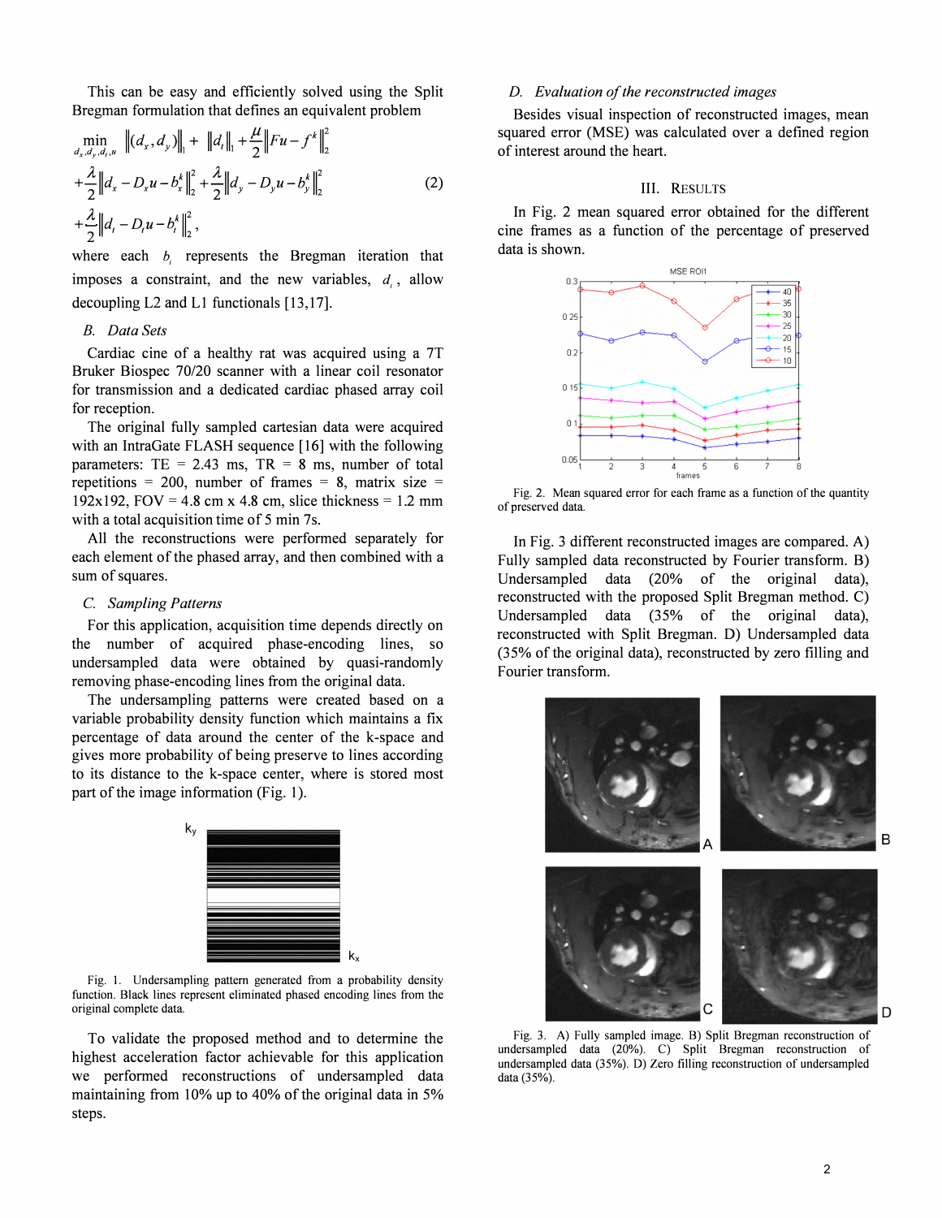This can be easy and efficiently solved using the Split Bregman formulation that defines an equivalent problem

$$
\begin{aligned}
&\min_{d_x,d_y,d_t,u} \left\|(d_x,d_y)\right\|_1 + \left\|d_t\right\|_1 + \frac{\mu}{2}\left\|Fu-f^k\right\|_2^2 \\
&+\frac{\lambda}{2}\left\|d_x - D_x u - b_x^k\right\|_2^2 + \frac{\lambda}{2}\left\|d_y - D_y u - b_y^k\right\|_2^2 \qquad (2)\\
&+\frac{\lambda}{2}\left\|d_t - D_t u - b_t^k\right\|_2^2,
\end{aligned}
$$

where each $b_i$ represents the Bregman iteration that imposes a constraint, and the new variables, $d_i$, allow decoupling L2 and L1 functionals [13,17].

### B. Data Sets

Cardiac cine of a healthy rat was acquired using a 7T Bruker Biospec 70/20 scanner with a linear coil resonator for transmission and a dedicated cardiac phased array coil for reception.

The original fully sampled cartesian data were acquired with an IntraGate FLASH sequence [16] with the following parameters: TE = 2.43 ms, TR = 8 ms, number of total repetitions = 200, number of frames = 8, matrix size = 192x192, FOV = 4.8 cm x 4.8 cm, slice thickness = 1.2 mm with a total acquisition time of 5 min 7s.

All the reconstructions were performed separately for each element of the phased array, and then combined with a sum of squares.

### C. Sampling Patterns

For this application, acquisition time depends directly on the number of acquired phase-encoding lines, so undersampled data were obtained by quasi-randomly removing phase-encoding lines from the original data.

The undersampling patterns were created based on a variable probability density function which maintains a fix percentage of data around the center of the k-space and gives more probability of being preserve to lines according to its distance to the k-space center, where is stored most part of the image information (Fig. 1).

Fig. 1. Undersampling pattern generated from a probability density function. Black lines represent eliminated phased encoding lines from the original complete data.

To validate the proposed method and to determine the highest acceleration factor achievable for this application we performed reconstructions of undersampled data maintaining from 10% up to 40% of the original data in 5% steps.

### D. Evaluation of the reconstructed images

Besides visual inspection of reconstructed images, mean squared error (MSE) was calculated over a defined region of interest around the heart.

## III. Results

In Fig. 2 mean squared error obtained for the different cine frames as a function of the percentage of preserved data is shown.

Fig. 2. Mean squared error for each frame as a function of the quantity of preserved data.

In Fig. 3 different reconstructed images are compared. A) Fully sampled data reconstructed by Fourier transform. B) Undersampled data (20% of the original data), reconstructed with the proposed Split Bregman method. C) Undersampled data (35% of the original data), reconstructed with Split Bregman. D) Undersampled data (35% of the original data), reconstructed by zero filling and Fourier transform.

Fig. 3. A) Fully sampled image. B) Split Bregman reconstruction of undersampled data (20%). C) Split Bregman reconstruction of undersampled data (35%). D) Zero filling reconstruction of undersampled data (35%).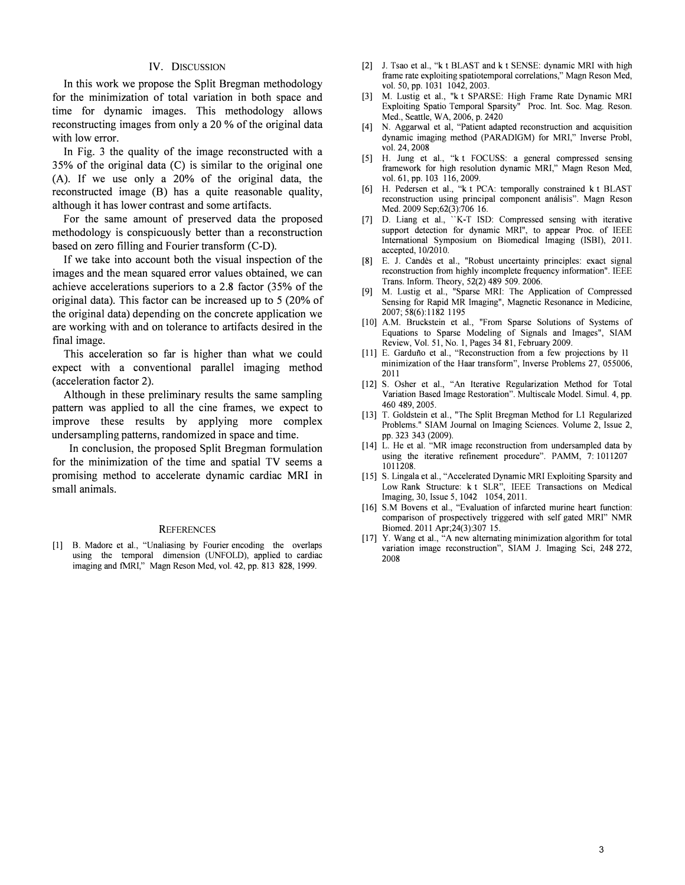## IV. Discussion

In this work we propose the Split Bregman methodology for the minimization of total variation in both space and time for dynamic images. This methodology allows reconstructing images from only a 20 % of the original data with low error.

In Fig. 3 the quality of the image reconstructed with a 35% of the original data (C) is similar to the original one (A). If we use only a 20% of the original data, the reconstructed image (B) has a quite reasonable quality, although it has lower contrast and some artifacts.

For the same amount of preserved data the proposed methodology is conspicuously better than a reconstruction based on zero filling and Fourier transform (C-D).

If we take into account both the visual inspection of the images and the mean squared error values obtained, we can achieve accelerations superiors to a 2.8 factor (35% of the original data). This factor can be increased up to 5 (20% of the original data) depending on the concrete application we are working with and on tolerance to artifacts desired in the final image.

This acceleration so far is higher than what we could expect with a conventional parallel imaging method (acceleration factor 2).

Although in these preliminary results the same sampling pattern was applied to all the cine frames, we expect to improve these results by applying more complex undersampling patterns, randomized in space and time.

In conclusion, the proposed Split Bregman formulation for the minimization of the time and spatial TV seems a promising method to accelerate dynamic cardiac MRI in small animals.

## References

[1] B. Madore et al., "Unaliasing by Fourier encoding the overlaps using the temporal dimension (UNFOLD), applied to cardiac imaging and fMRI," Magn Reson Med, vol. 42, pp. 813 828, 1999.

[2] J. Tsao et al., "k t BLAST and k t SENSE: dynamic MRI with high frame rate exploiting spatiotemporal correlations," Magn Reson Med, vol. 50, pp. 1031 1042, 2003.

[3] M. Lustig et al., "k t SPARSE: High Frame Rate Dynamic MRI Exploiting Spatio Temporal Sparsity" Proc. Int. Soc. Mag. Reson. Med., Seattle, WA, 2006, p. 2420

[4] N. Aggarwal et al, "Patient adapted reconstruction and acquisition dynamic imaging method (PARADIGM) for MRI," Inverse Probl, vol. 24, 2008

[5] H. Jung et al., "k t FOCUSS: a general compressed sensing framework for high resolution dynamic MRI," Magn Reson Med, vol. 61, pp. 103 116, 2009.

[6] H. Pedersen et al., "k t PCA: temporally constrained k t BLAST reconstruction using principal component análisis". Magn Reson Med. 2009 Sep;62(3):706 16.

[7] D. Liang et al., ``K-T ISD: Compressed sensing with iterative support detection for dynamic MRI'', to appear Proc. of IEEE International Symposium on Biomedical Imaging (ISBI), 2011. accepted, 10/2010.

[8] E. J. Candès et al., "Robust uncertainty principles: exact signal reconstruction from highly incomplete frequency information". IEEE Trans. Inform. Theory, 52(2) 489 509. 2006.

[9] M. Lustig et al., "Sparse MRI: The Application of Compressed Sensing for Rapid MR Imaging", Magnetic Resonance in Medicine, 2007; 58(6):1182 1195

[10] A.M. Bruckstein et al., "From Sparse Solutions of Systems of Equations to Sparse Modeling of Signals and Images", SIAM Review, Vol. 51, No. 1, Pages 34 81, February 2009.

[11] E. Garduño et al., "Reconstruction from a few projections by l1 minimization of the Haar transform", Inverse Problems 27, 055006, 2011

[12] S. Osher et al., "An Iterative Regularization Method for Total Variation Based Image Restoration". Multiscale Model. Simul. 4, pp. 460 489, 2005.

[13] T. Goldstein et al., "The Split Bregman Method for L1 Regularized Problems." SIAM Journal on Imaging Sciences. Volume 2, Issue 2, pp. 323 343 (2009).

[14] L. He et al. "MR image reconstruction from undersampled data by using the iterative refinement procedure". PAMM, 7: 1011207 1011208.

[15] S. Lingala et al., "Accelerated Dynamic MRI Exploiting Sparsity and Low Rank Structure: k t SLR", IEEE Transactions on Medical Imaging, 30, Issue 5, 1042 1054, 2011.

[16] S.M Bovens et al., "Evaluation of infarcted murine heart function: comparison of prospectively triggered with self gated MRI" NMR Biomed. 2011 Apr;24(3):307 15.

[17] Y. Wang et al., "A new alternating minimization algorithm for total variation image reconstruction", SIAM J. Imaging Sci, 248 272, 2008